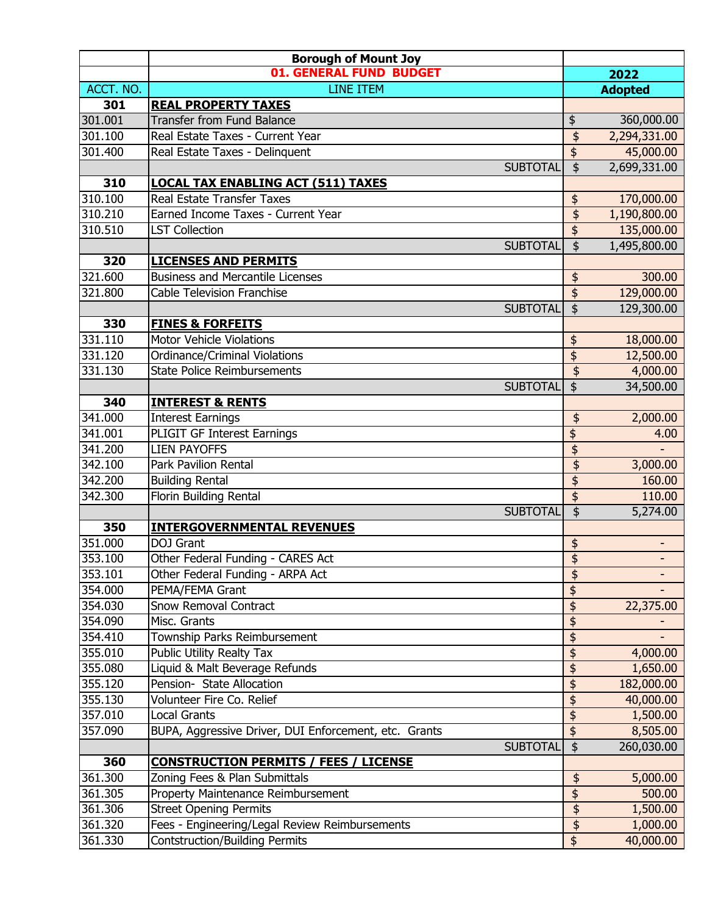| | **Borough of Mount Joy** | |
|---|---|---|
| | **01. GENERAL FUND BUDGET** | **2022** |
| ACCT. NO. | LINE ITEM | **Adopted** |
| **301** | **REAL PROPERTY TAXES** | |
| 301.001 | Transfer from Fund Balance | $ 360,000.00 |
| 301.100 | Real Estate Taxes - Current Year | $ 2,294,331.00 |
| 301.400 | Real Estate Taxes - Delinquent | $ 45,000.00 |
| | SUBTOTAL | $ 2,699,331.00 |
| **310** | **LOCAL TAX ENABLING ACT (511) TAXES** | |
| 310.100 | Real Estate Transfer Taxes | $ 170,000.00 |
| 310.210 | Earned Income Taxes - Current Year | $ 1,190,800.00 |
| 310.510 | LST Collection | $ 135,000.00 |
| | SUBTOTAL | $ 1,495,800.00 |
| **320** | **LICENSES AND PERMITS** | |
| 321.600 | Business and Mercantile Licenses | $ 300.00 |
| 321.800 | Cable Television Franchise | $ 129,000.00 |
| | SUBTOTAL | $ 129,300.00 |
| **330** | **FINES & FORFEITS** | |
| 331.110 | Motor Vehicle Violations | $ 18,000.00 |
| 331.120 | Ordinance/Criminal Violations | $ 12,500.00 |
| 331.130 | State Police Reimbursements | $ 4,000.00 |
| | SUBTOTAL | $ 34,500.00 |
| **340** | **INTEREST & RENTS** | |
| 341.000 | Interest Earnings | $ 2,000.00 |
| 341.001 | PLIGIT GF Interest Earnings | $ 4.00 |
| 341.200 | LIEN PAYOFFS | $ - |
| 342.100 | Park Pavilion Rental | $ 3,000.00 |
| 342.200 | Building Rental | $ 160.00 |
| 342.300 | Florin Building Rental | $ 110.00 |
| | SUBTOTAL | $ 5,274.00 |
| **350** | **INTERGOVERNMENTAL REVENUES** | |
| 351.000 | DOJ Grant | $ - |
| 353.100 | Other Federal Funding - CARES Act | $ - |
| 353.101 | Other Federal Funding - ARPA Act | $ - |
| 354.000 | PEMA/FEMA Grant | $ - |
| 354.030 | Snow Removal Contract | $ 22,375.00 |
| 354.090 | Misc. Grants | $ - |
| 354.410 | Township Parks Reimbursement | $ - |
| 355.010 | Public Utility Realty Tax | $ 4,000.00 |
| 355.080 | Liquid & Malt Beverage Refunds | $ 1,650.00 |
| 355.120 | Pension- State Allocation | $ 182,000.00 |
| 355.130 | Volunteer Fire Co. Relief | $ 40,000.00 |
| 357.010 | Local Grants | $ 1,500.00 |
| 357.090 | BUPA, Aggressive Driver, DUI Enforcement, etc. Grants | $ 8,505.00 |
| | SUBTOTAL | $ 260,030.00 |
| **360** | **CONSTRUCTION PERMITS / FEES / LICENSE** | |
| 361.300 | Zoning Fees & Plan Submittals | $ 5,000.00 |
| 361.305 | Property Maintenance Reimbursement | $ 500.00 |
| 361.306 | Street Opening Permits | $ 1,500.00 |
| 361.320 | Fees - Engineering/Legal Review Reimbursements | $ 1,000.00 |
| 361.330 | Contstruction/Building Permits | $ 40,000.00 |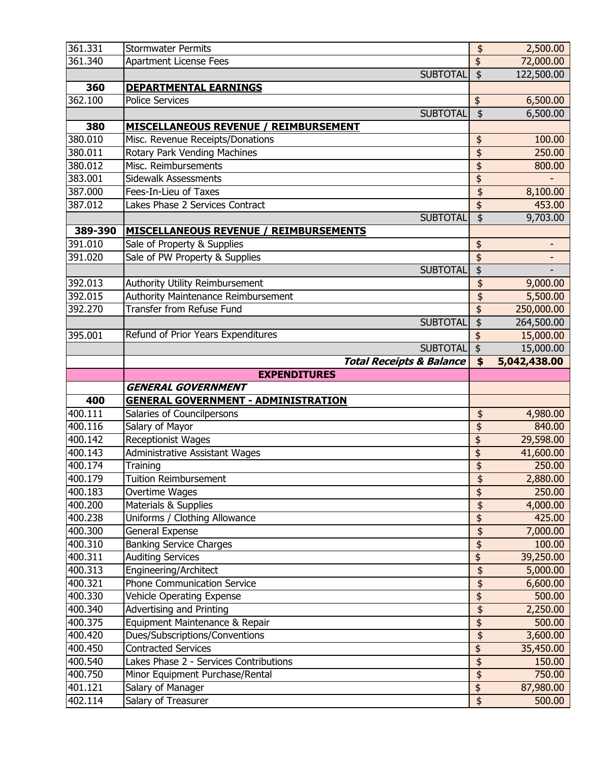| | | | |
|---|---|---|---|
| 361.331 | Stormwater Permits | $ | 2,500.00 |
| 361.340 | Apartment License Fees | $ | 72,000.00 |
| | SUBTOTAL | $ | 122,500.00 |
| **360** | **DEPARTMENTAL EARNINGS** | | |
| 362.100 | Police Services | $ | 6,500.00 |
| | SUBTOTAL | $ | 6,500.00 |
| **380** | **MISCELLANEOUS REVENUE / REIMBURSEMENT** | | |
| 380.010 | Misc. Revenue Receipts/Donations | $ | 100.00 |
| 380.011 | Rotary Park Vending Machines | $ | 250.00 |
| 380.012 | Misc. Reimbursements | $ | 800.00 |
| 383.001 | Sidewalk Assessments | $ | - |
| 387.000 | Fees-In-Lieu of Taxes | $ | 8,100.00 |
| 387.012 | Lakes Phase 2 Services Contract | $ | 453.00 |
| | SUBTOTAL | $ | 9,703.00 |
| **389-390** | **MISCELLANEOUS REVENUE / REIMBURSEMENTS** | | |
| 391.010 | Sale of Property & Supplies | $ | - |
| 391.020 | Sale of PW Property & Supplies | $ | - |
| | SUBTOTAL | $ | - |
| 392.013 | Authority Utility Reimbursement | $ | 9,000.00 |
| 392.015 | Authority Maintenance Reimbursement | $ | 5,500.00 |
| 392.270 | Transfer from Refuse Fund | $ | 250,000.00 |
| | SUBTOTAL | $ | 264,500.00 |
| 395.001 | Refund of Prior Years Expenditures | $ | 15,000.00 |
| | SUBTOTAL | $ | 15,000.00 |
| | ***Total Receipts & Balance*** | **$** | **5,042,438.00** |
| | **EXPENDITURES** | | |
| | ***GENERAL GOVERNMENT*** | | |
| **400** | **GENERAL GOVERNMENT - ADMINISTRATION** | | |
| 400.111 | Salaries of Councilpersons | $ | 4,980.00 |
| 400.116 | Salary of Mayor | $ | 840.00 |
| 400.142 | Receptionist Wages | $ | 29,598.00 |
| 400.143 | Administrative Assistant Wages | $ | 41,600.00 |
| 400.174 | Training | $ | 250.00 |
| 400.179 | Tuition Reimbursement | $ | 2,880.00 |
| 400.183 | Overtime Wages | $ | 250.00 |
| 400.200 | Materials & Supplies | $ | 4,000.00 |
| 400.238 | Uniforms / Clothing Allowance | $ | 425.00 |
| 400.300 | General Expense | $ | 7,000.00 |
| 400.310 | Banking Service Charges | $ | 100.00 |
| 400.311 | Auditing Services | $ | 39,250.00 |
| 400.313 | Engineering/Architect | $ | 5,000.00 |
| 400.321 | Phone Communication Service | $ | 6,600.00 |
| 400.330 | Vehicle Operating Expense | $ | 500.00 |
| 400.340 | Advertising and Printing | $ | 2,250.00 |
| 400.375 | Equipment Maintenance & Repair | $ | 500.00 |
| 400.420 | Dues/Subscriptions/Conventions | $ | 3,600.00 |
| 400.450 | Contracted Services | $ | 35,450.00 |
| 400.540 | Lakes Phase 2 - Services Contributions | $ | 150.00 |
| 400.750 | Minor Equipment Purchase/Rental | $ | 750.00 |
| 401.121 | Salary of Manager | $ | 87,980.00 |
| 402.114 | Salary of Treasurer | $ | 500.00 |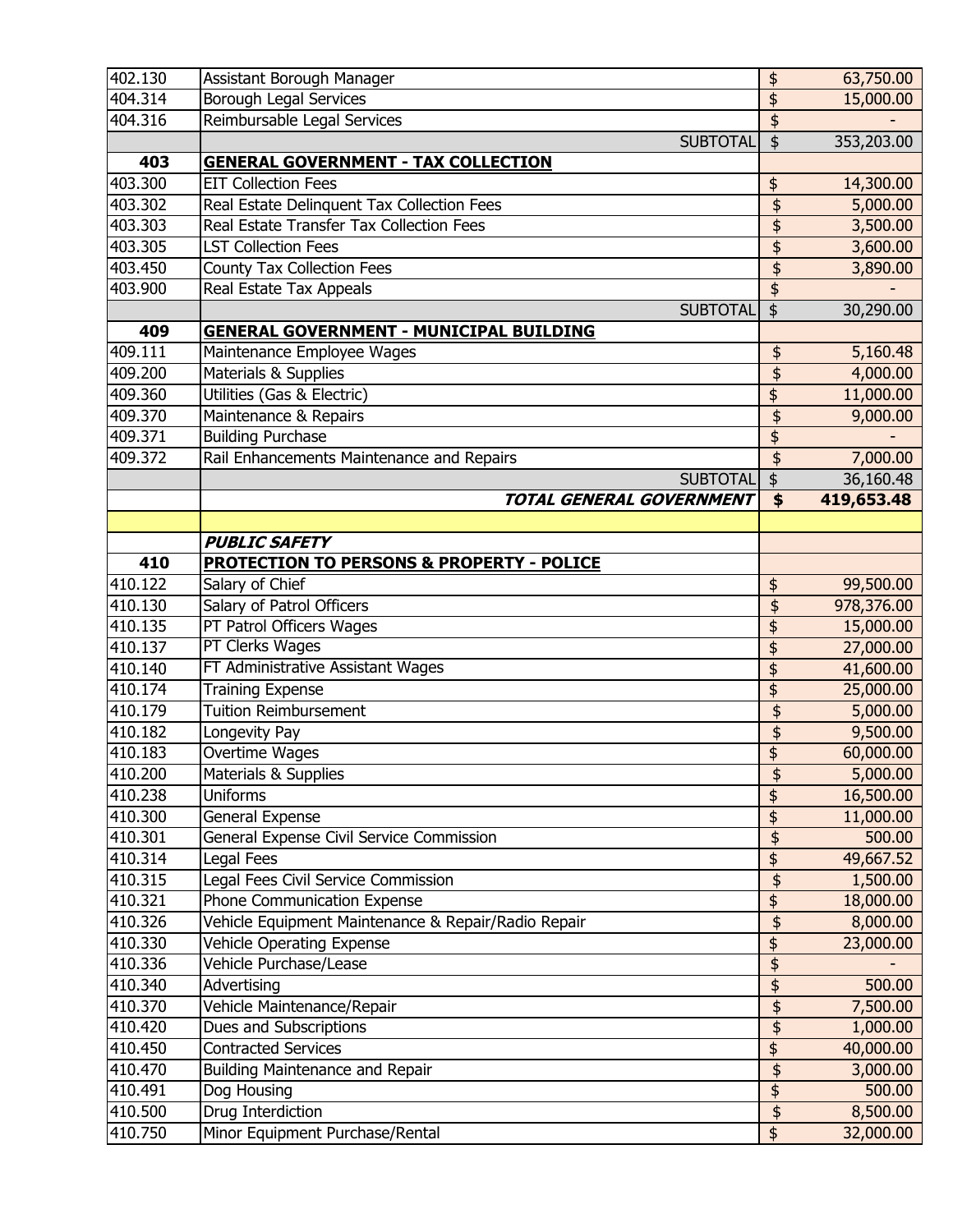| | | | |
|---|---|---|---|
| 402.130 | Assistant Borough Manager | $ | 63,750.00 |
| 404.314 | Borough Legal Services | $ | 15,000.00 |
| 404.316 | Reimbursable Legal Services | $ | - |
| | SUBTOTAL | $ | 353,203.00 |
| **403** | **GENERAL GOVERNMENT - TAX COLLECTION** | | |
| 403.300 | EIT Collection Fees | $ | 14,300.00 |
| 403.302 | Real Estate Delinquent Tax Collection Fees | $ | 5,000.00 |
| 403.303 | Real Estate Transfer Tax Collection Fees | $ | 3,500.00 |
| 403.305 | LST Collection Fees | $ | 3,600.00 |
| 403.450 | County Tax Collection Fees | $ | 3,890.00 |
| 403.900 | Real Estate Tax Appeals | $ | - |
| | SUBTOTAL | $ | 30,290.00 |
| **409** | **GENERAL GOVERNMENT - MUNICIPAL BUILDING** | | |
| 409.111 | Maintenance Employee Wages | $ | 5,160.48 |
| 409.200 | Materials & Supplies | $ | 4,000.00 |
| 409.360 | Utilities (Gas & Electric) | $ | 11,000.00 |
| 409.370 | Maintenance & Repairs | $ | 9,000.00 |
| 409.371 | Building Purchase | $ | - |
| 409.372 | Rail Enhancements Maintenance and Repairs | $ | 7,000.00 |
| | SUBTOTAL | $ | 36,160.48 |
| | ***TOTAL GENERAL GOVERNMENT*** | **$** | **419,653.48** |
| | | | |
| | ***PUBLIC SAFETY*** | | |
| **410** | **PROTECTION TO PERSONS & PROPERTY - POLICE** | | |
| 410.122 | Salary of Chief | $ | 99,500.00 |
| 410.130 | Salary of Patrol Officers | $ | 978,376.00 |
| 410.135 | PT Patrol Officers Wages | $ | 15,000.00 |
| 410.137 | PT Clerks Wages | $ | 27,000.00 |
| 410.140 | FT Administrative Assistant Wages | $ | 41,600.00 |
| 410.174 | Training Expense | $ | 25,000.00 |
| 410.179 | Tuition Reimbursement | $ | 5,000.00 |
| 410.182 | Longevity Pay | $ | 9,500.00 |
| 410.183 | Overtime Wages | $ | 60,000.00 |
| 410.200 | Materials & Supplies | $ | 5,000.00 |
| 410.238 | Uniforms | $ | 16,500.00 |
| 410.300 | General Expense | $ | 11,000.00 |
| 410.301 | General Expense Civil Service Commission | $ | 500.00 |
| 410.314 | Legal Fees | $ | 49,667.52 |
| 410.315 | Legal Fees Civil Service Commission | $ | 1,500.00 |
| 410.321 | Phone Communication Expense | $ | 18,000.00 |
| 410.326 | Vehicle Equipment Maintenance & Repair/Radio Repair | $ | 8,000.00 |
| 410.330 | Vehicle Operating Expense | $ | 23,000.00 |
| 410.336 | Vehicle Purchase/Lease | $ | - |
| 410.340 | Advertising | $ | 500.00 |
| 410.370 | Vehicle Maintenance/Repair | $ | 7,500.00 |
| 410.420 | Dues and Subscriptions | $ | 1,000.00 |
| 410.450 | Contracted Services | $ | 40,000.00 |
| 410.470 | Building Maintenance and Repair | $ | 3,000.00 |
| 410.491 | Dog Housing | $ | 500.00 |
| 410.500 | Drug Interdiction | $ | 8,500.00 |
| 410.750 | Minor Equipment Purchase/Rental | $ | 32,000.00 |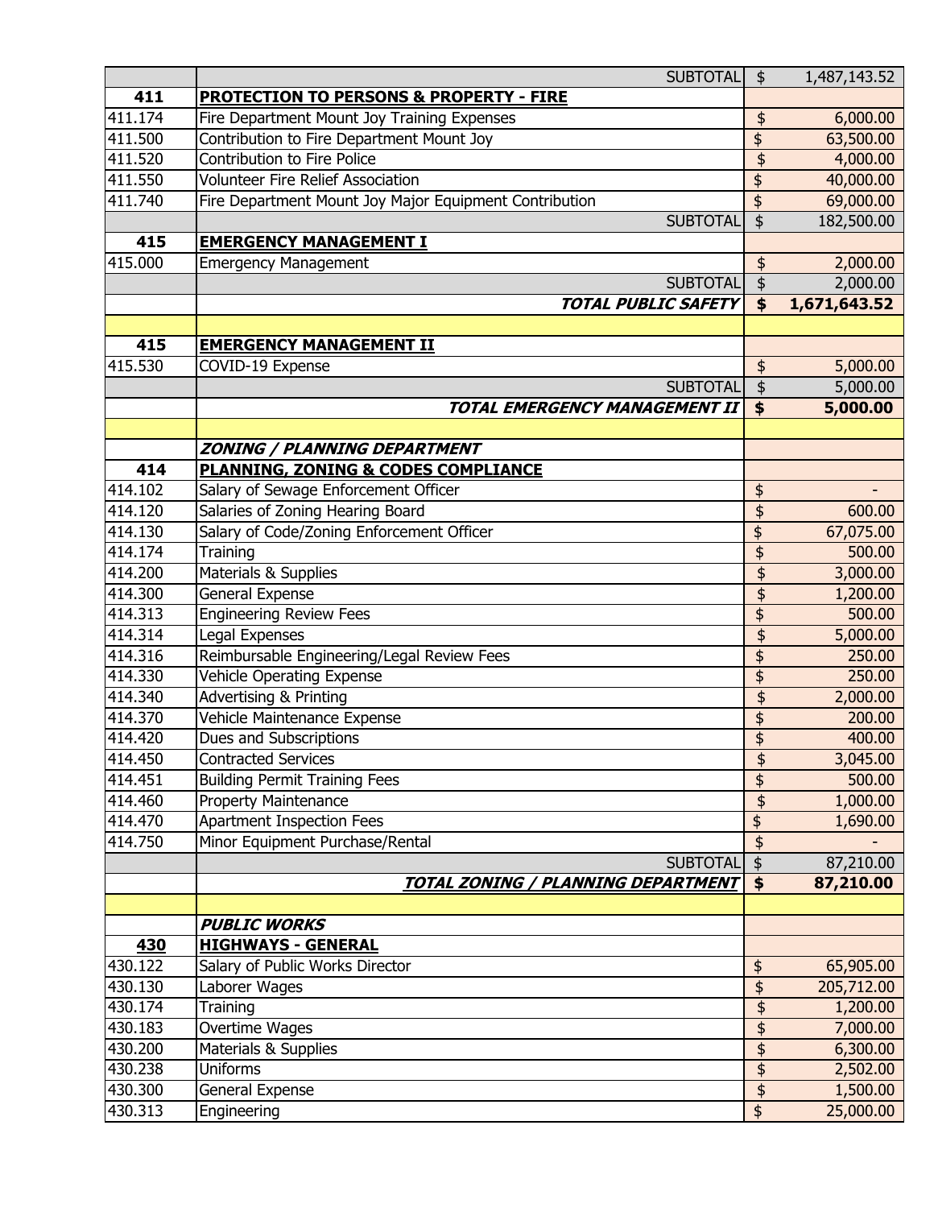| | | | |
|---|---|---|---|
| | SUBTOTAL | $ | 1,487,143.52 |
| **411** | **PROTECTION TO PERSONS & PROPERTY - FIRE** | | |
| 411.174 | Fire Department Mount Joy Training Expenses | $ | 6,000.00 |
| 411.500 | Contribution to Fire Department Mount Joy | $ | 63,500.00 |
| 411.520 | Contribution to Fire Police | $ | 4,000.00 |
| 411.550 | Volunteer Fire Relief Association | $ | 40,000.00 |
| 411.740 | Fire Department Mount Joy Major Equipment Contribution | $ | 69,000.00 |
| | SUBTOTAL | $ | 182,500.00 |
| **415** | **EMERGENCY MANAGEMENT I** | | |
| 415.000 | Emergency Management | $ | 2,000.00 |
| | SUBTOTAL | $ | 2,000.00 |
| | ***TOTAL PUBLIC SAFETY*** | **$** | **1,671,643.52** |
| | | | |
| **415** | **EMERGENCY MANAGEMENT II** | | |
| 415.530 | COVID-19 Expense | $ | 5,000.00 |
| | SUBTOTAL | $ | 5,000.00 |
| | ***TOTAL EMERGENCY MANAGEMENT II*** | **$** | **5,000.00** |
| | | | |
| | ***ZONING / PLANNING DEPARTMENT*** | | |
| **414** | **PLANNING, ZONING & CODES COMPLIANCE** | | |
| 414.102 | Salary of Sewage Enforcement Officer | $ | - |
| 414.120 | Salaries of Zoning Hearing Board | $ | 600.00 |
| 414.130 | Salary of Code/Zoning Enforcement Officer | $ | 67,075.00 |
| 414.174 | Training | $ | 500.00 |
| 414.200 | Materials & Supplies | $ | 3,000.00 |
| 414.300 | General Expense | $ | 1,200.00 |
| 414.313 | Engineering Review Fees | $ | 500.00 |
| 414.314 | Legal Expenses | $ | 5,000.00 |
| 414.316 | Reimbursable Engineering/Legal Review Fees | $ | 250.00 |
| 414.330 | Vehicle Operating Expense | $ | 250.00 |
| 414.340 | Advertising & Printing | $ | 2,000.00 |
| 414.370 | Vehicle Maintenance Expense | $ | 200.00 |
| 414.420 | Dues and Subscriptions | $ | 400.00 |
| 414.450 | Contracted Services | $ | 3,045.00 |
| 414.451 | Building Permit Training Fees | $ | 500.00 |
| 414.460 | Property Maintenance | $ | 1,000.00 |
| 414.470 | Apartment Inspection Fees | $ | 1,690.00 |
| 414.750 | Minor Equipment Purchase/Rental | $ | - |
| | SUBTOTAL | $ | 87,210.00 |
| | ***TOTAL ZONING / PLANNING DEPARTMENT*** | **$** | **87,210.00** |
| | | | |
| | ***PUBLIC WORKS*** | | |
| **430** | **HIGHWAYS - GENERAL** | | |
| 430.122 | Salary of Public Works Director | $ | 65,905.00 |
| 430.130 | Laborer Wages | $ | 205,712.00 |
| 430.174 | Training | $ | 1,200.00 |
| 430.183 | Overtime Wages | $ | 7,000.00 |
| 430.200 | Materials & Supplies | $ | 6,300.00 |
| 430.238 | Uniforms | $ | 2,502.00 |
| 430.300 | General Expense | $ | 1,500.00 |
| 430.313 | Engineering | $ | 25,000.00 |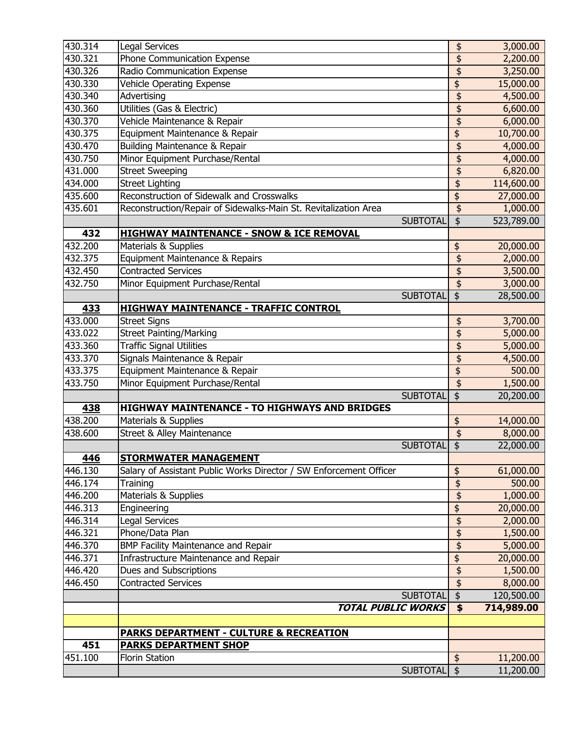| | | | |
|---|---|---|---|
| 430.314 | Legal Services | $ | 3,000.00 |
| 430.321 | Phone Communication Expense | $ | 2,200.00 |
| 430.326 | Radio Communication Expense | $ | 3,250.00 |
| 430.330 | Vehicle Operating Expense | $ | 15,000.00 |
| 430.340 | Advertising | $ | 4,500.00 |
| 430.360 | Utilities (Gas & Electric) | $ | 6,600.00 |
| 430.370 | Vehicle Maintenance & Repair | $ | 6,000.00 |
| 430.375 | Equipment Maintenance & Repair | $ | 10,700.00 |
| 430.470 | Building Maintenance & Repair | $ | 4,000.00 |
| 430.750 | Minor Equipment Purchase/Rental | $ | 4,000.00 |
| 431.000 | Street Sweeping | $ | 6,820.00 |
| 434.000 | Street Lighting | $ | 114,600.00 |
| 435.600 | Reconstruction of Sidewalk and Crosswalks | $ | 27,000.00 |
| 435.601 | Reconstruction/Repair of Sidewalks-Main St. Revitalization Area | $ | 1,000.00 |
| | SUBTOTAL | $ | 523,789.00 |
| **432** | **HIGHWAY MAINTENANCE - SNOW & ICE REMOVAL** | | |
| 432.200 | Materials & Supplies | $ | 20,000.00 |
| 432.375 | Equipment Maintenance & Repairs | $ | 2,000.00 |
| 432.450 | Contracted Services | $ | 3,500.00 |
| 432.750 | Minor Equipment Purchase/Rental | $ | 3,000.00 |
| | SUBTOTAL | $ | 28,500.00 |
| **433** | **HIGHWAY MAINTENANCE - TRAFFIC CONTROL** | | |
| 433.000 | Street Signs | $ | 3,700.00 |
| 433.022 | Street Painting/Marking | $ | 5,000.00 |
| 433.360 | Traffic Signal Utilities | $ | 5,000.00 |
| 433.370 | Signals Maintenance & Repair | $ | 4,500.00 |
| 433.375 | Equipment Maintenance & Repair | $ | 500.00 |
| 433.750 | Minor Equipment Purchase/Rental | $ | 1,500.00 |
| | SUBTOTAL | $ | 20,200.00 |
| **438** | **HIGHWAY MAINTENANCE - TO HIGHWAYS AND BRIDGES** | | |
| 438.200 | Materials & Supplies | $ | 14,000.00 |
| 438.600 | Street & Alley Maintenance | $ | 8,000.00 |
| | SUBTOTAL | $ | 22,000.00 |
| **446** | **STORMWATER MANAGEMENT** | | |
| 446.130 | Salary of Assistant Public Works Director / SW Enforcement Officer | $ | 61,000.00 |
| 446.174 | Training | $ | 500.00 |
| 446.200 | Materials & Supplies | $ | 1,000.00 |
| 446.313 | Engineering | $ | 20,000.00 |
| 446.314 | Legal Services | $ | 2,000.00 |
| 446.321 | Phone/Data Plan | $ | 1,500.00 |
| 446.370 | BMP Facility Maintenance and Repair | $ | 5,000.00 |
| 446.371 | Infrastructure Maintenance and Repair | $ | 20,000.00 |
| 446.420 | Dues and Subscriptions | $ | 1,500.00 |
| 446.450 | Contracted Services | $ | 8,000.00 |
| | SUBTOTAL | $ | 120,500.00 |
| | ***TOTAL PUBLIC WORKS*** | **$** | **714,989.00** |
| | | | |
| | **PARKS DEPARTMENT - CULTURE & RECREATION** | | |
| **451** | **PARKS DEPARTMENT SHOP** | | |
| 451.100 | Florin Station | $ | 11,200.00 |
| | SUBTOTAL | $ | 11,200.00 |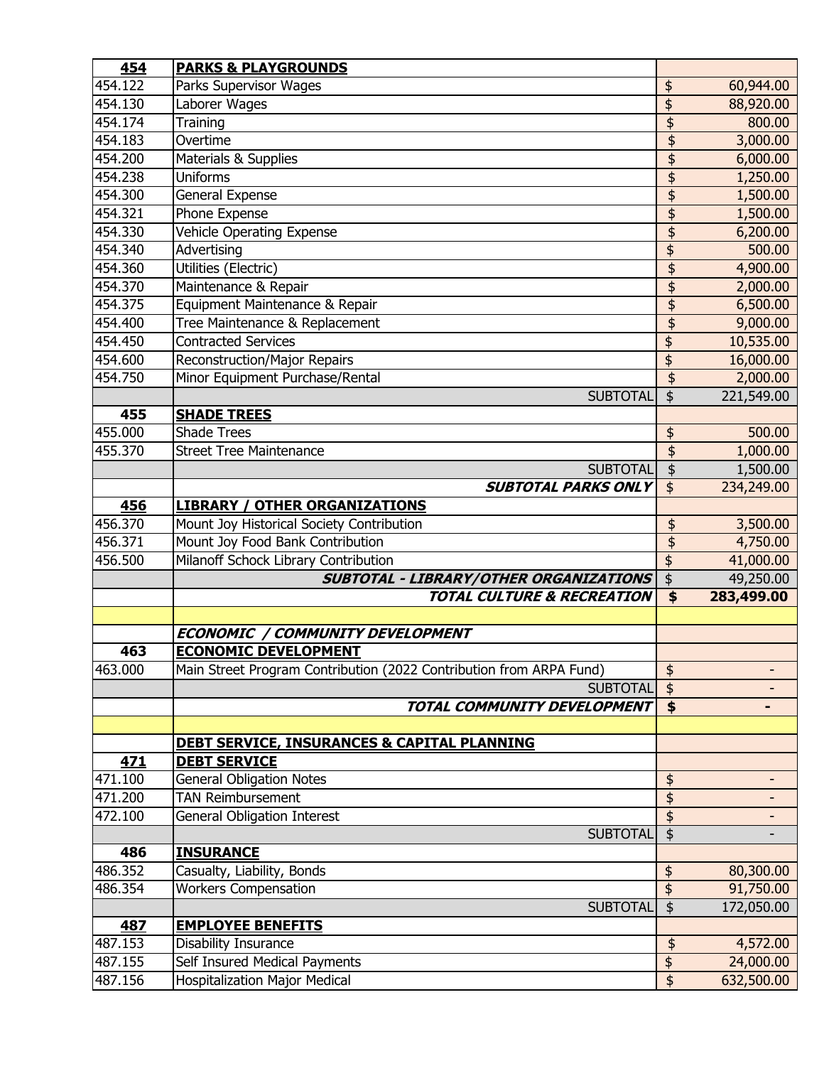| | | | |
|---|---|---|---|
| **454** | **PARKS & PLAYGROUNDS** | | |
| 454.122 | Parks Supervisor Wages | $ | 60,944.00 |
| 454.130 | Laborer Wages | $ | 88,920.00 |
| 454.174 | Training | $ | 800.00 |
| 454.183 | Overtime | $ | 3,000.00 |
| 454.200 | Materials & Supplies | $ | 6,000.00 |
| 454.238 | Uniforms | $ | 1,250.00 |
| 454.300 | General Expense | $ | 1,500.00 |
| 454.321 | Phone Expense | $ | 1,500.00 |
| 454.330 | Vehicle Operating Expense | $ | 6,200.00 |
| 454.340 | Advertising | $ | 500.00 |
| 454.360 | Utilities (Electric) | $ | 4,900.00 |
| 454.370 | Maintenance & Repair | $ | 2,000.00 |
| 454.375 | Equipment Maintenance & Repair | $ | 6,500.00 |
| 454.400 | Tree Maintenance & Replacement | $ | 9,000.00 |
| 454.450 | Contracted Services | $ | 10,535.00 |
| 454.600 | Reconstruction/Major Repairs | $ | 16,000.00 |
| 454.750 | Minor Equipment Purchase/Rental | $ | 2,000.00 |
| | SUBTOTAL | $ | 221,549.00 |
| **455** | **SHADE TREES** | | |
| 455.000 | Shade Trees | $ | 500.00 |
| 455.370 | Street Tree Maintenance | $ | 1,000.00 |
| | SUBTOTAL | $ | 1,500.00 |
| | ***SUBTOTAL PARKS ONLY*** | $ | 234,249.00 |
| **456** | **LIBRARY / OTHER ORGANIZATIONS** | | |
| 456.370 | Mount Joy Historical Society Contribution | $ | 3,500.00 |
| 456.371 | Mount Joy Food Bank Contribution | $ | 4,750.00 |
| 456.500 | Milanoff Schock Library Contribution | $ | 41,000.00 |
| | ***SUBTOTAL - LIBRARY/OTHER ORGANIZATIONS*** | $ | 49,250.00 |
| | ***TOTAL CULTURE & RECREATION*** | **$** | **283,499.00** |
| | | | |
| | ***ECONOMIC / COMMUNITY DEVELOPMENT*** | | |
| **463** | **ECONOMIC DEVELOPMENT** | | |
| 463.000 | Main Street Program Contribution (2022 Contribution from ARPA Fund) | $ | - |
| | SUBTOTAL | $ | - |
| | ***TOTAL COMMUNITY DEVELOPMENT*** | **$** | **-** |
| | | | |
| | **DEBT SERVICE, INSURANCES & CAPITAL PLANNING** | | |
| **471** | **DEBT SERVICE** | | |
| 471.100 | General Obligation Notes | $ | - |
| 471.200 | TAN Reimbursement | $ | - |
| 472.100 | General Obligation Interest | $ | - |
| | SUBTOTAL | $ | - |
| **486** | **INSURANCE** | | |
| 486.352 | Casualty, Liability, Bonds | $ | 80,300.00 |
| 486.354 | Workers Compensation | $ | 91,750.00 |
| | SUBTOTAL | $ | 172,050.00 |
| **487** | **EMPLOYEE BENEFITS** | | |
| 487.153 | Disability Insurance | $ | 4,572.00 |
| 487.155 | Self Insured Medical Payments | $ | 24,000.00 |
| 487.156 | Hospitalization Major Medical | $ | 632,500.00 |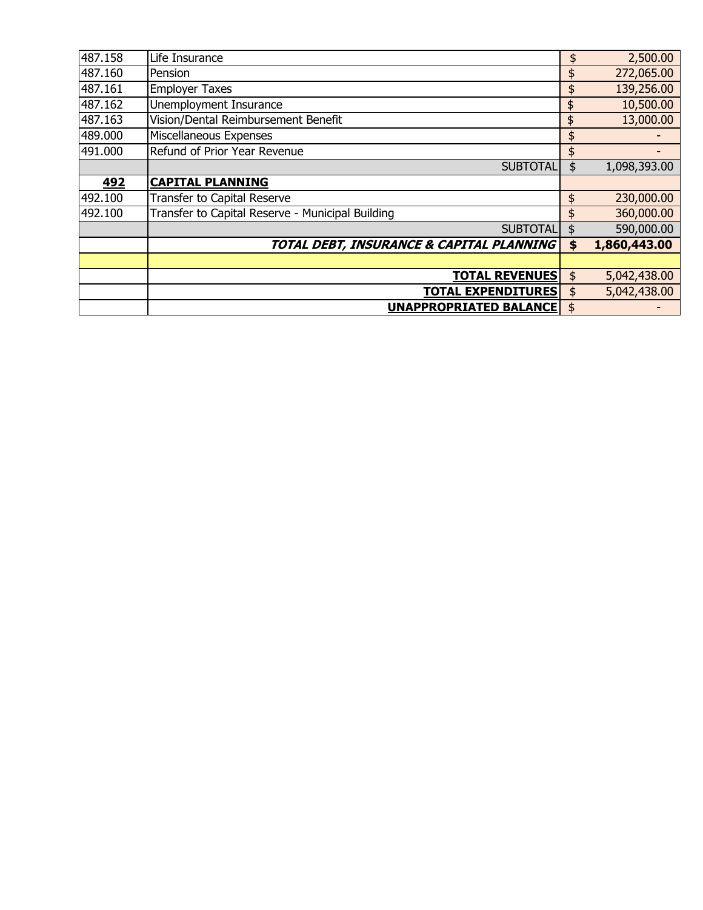| | | | |
|---|---|---|---|
| 487.158 | Life Insurance | $ | 2,500.00 |
| 487.160 | Pension | $ | 272,065.00 |
| 487.161 | Employer Taxes | $ | 139,256.00 |
| 487.162 | Unemployment Insurance | $ | 10,500.00 |
| 487.163 | Vision/Dental Reimbursement Benefit | $ | 13,000.00 |
| 489.000 | Miscellaneous Expenses | $ | - |
| 491.000 | Refund of Prior Year Revenue | $ | - |
| | SUBTOTAL | $ | 1,098,393.00 |
| **492** | **CAPITAL PLANNING** | | |
| 492.100 | Transfer to Capital Reserve | $ | 230,000.00 |
| 492.100 | Transfer to Capital Reserve - Municipal Building | $ | 360,000.00 |
| | SUBTOTAL | $ | 590,000.00 |
| | ***TOTAL DEBT, INSURANCE & CAPITAL PLANNING*** | **$** | **1,860,443.00** |
| | | | |
| | **TOTAL REVENUES** | $ | 5,042,438.00 |
| | **TOTAL EXPENDITURES** | $ | 5,042,438.00 |
| | **UNAPPROPRIATED BALANCE** | $ | - |